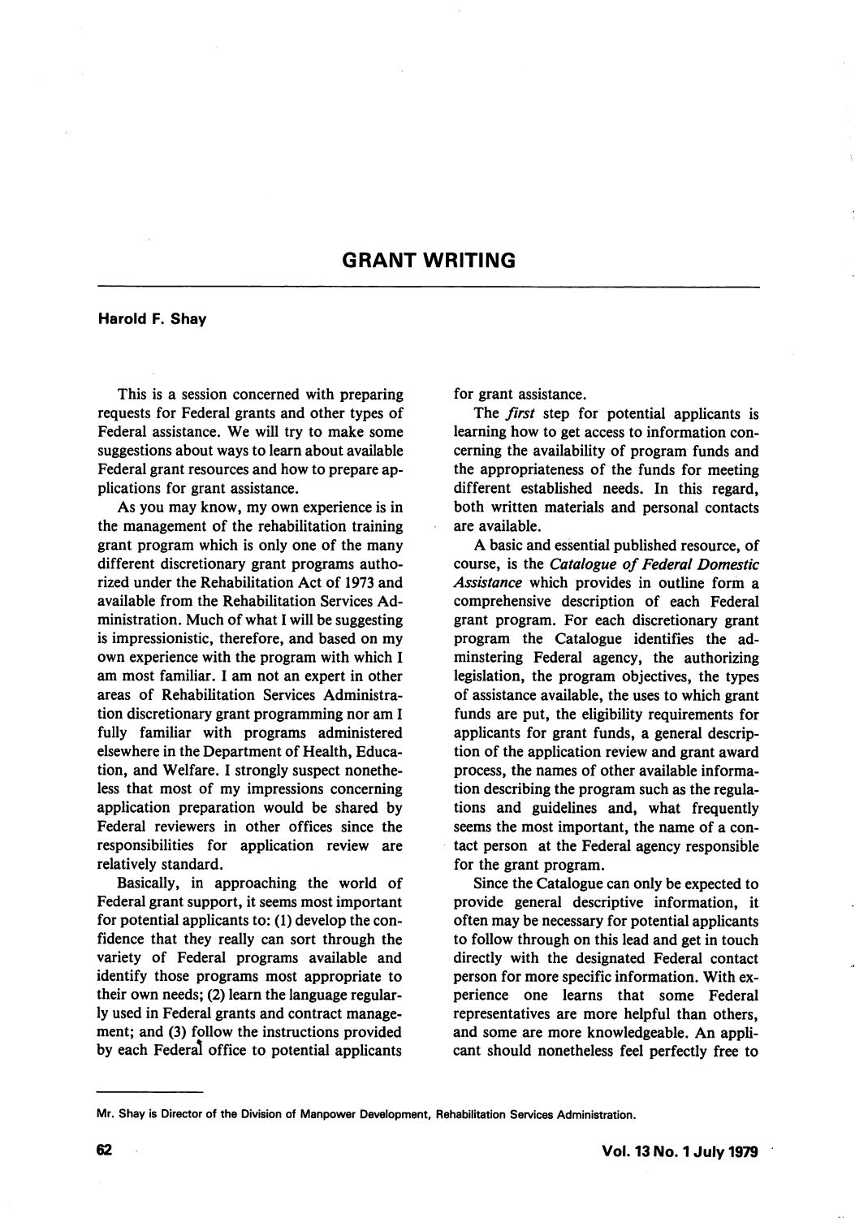# GRANT WRITING

**Harold F. Shay**

This is a session concerned with preparing requests for Federal grants and other types of Federal assistance. We will try to make some suggestions about ways to learn about available Federal grant resources and how to prepare applications for grant assistance.

As you may know, my own experience is in the management of the rehabilitation training grant program which is only one of the many different discretionary grant programs authorized under the Rehabilitation Act of 1973 and available from the Rehabilitation Services Administration. Much of what I will be suggesting is impressionistic, therefore, and based on my own experience with the program with which I am most familiar. I am not an expert in other areas of Rehabilitation Services Administration discretionary grant programming nor am I fully familiar with programs administered elsewhere in the Department of Health, Education, and Welfare. I strongly suspect nonetheless that most of my impressions concerning application preparation would be shared by Federal reviewers in other offices since the responsibilities for application review are relatively standard.

Basically, in approaching the world of Federal grant support, it seems most important for potential applicants to: (1) develop the confidence that they really can sort through the variety of Federal programs available and identify those programs most appropriate to their own needs; (2) learn the language regularly used in Federal grants and contract management; and (3) follow the instructions provided by each Federal office to potential applicants for grant assistance.

The *first* step for potential applicants is learning how to get access to information concerning the availability of program funds and the appropriateness of the funds for meeting different established needs. In this regard, both written materials and personal contacts are available.

A basic and essential published resource, of course, is the *Catalogue of Federal Domestic Assistance* which provides in outline form a comprehensive description of each Federal grant program. For each discretionary grant program the Catalogue identifies the adminstering Federal agency, the authorizing legislation, the program objectives, the types of assistance available, the uses to which grant funds are put, the eligibility requirements for applicants for grant funds, a general description of the application review and grant award process, the names of other available information describing the program such as the regulations and guidelines and, what frequently seems the most important, the name of a contact person at the Federal agency responsible for the grant program.

Since the Catalogue can only be expected to provide general descriptive information, it often may be necessary for potential applicants to follow through on this lead and get in touch directly with the designated Federal contact person for more specific information. With experience one learns that some Federal representatives are more helpful than others, and some are more knowledgeable. An applicant should nonetheless feel perfectly free to

---

Mr. Shay is Director of the Division of Manpower Development, Rehabilitation Services Administration.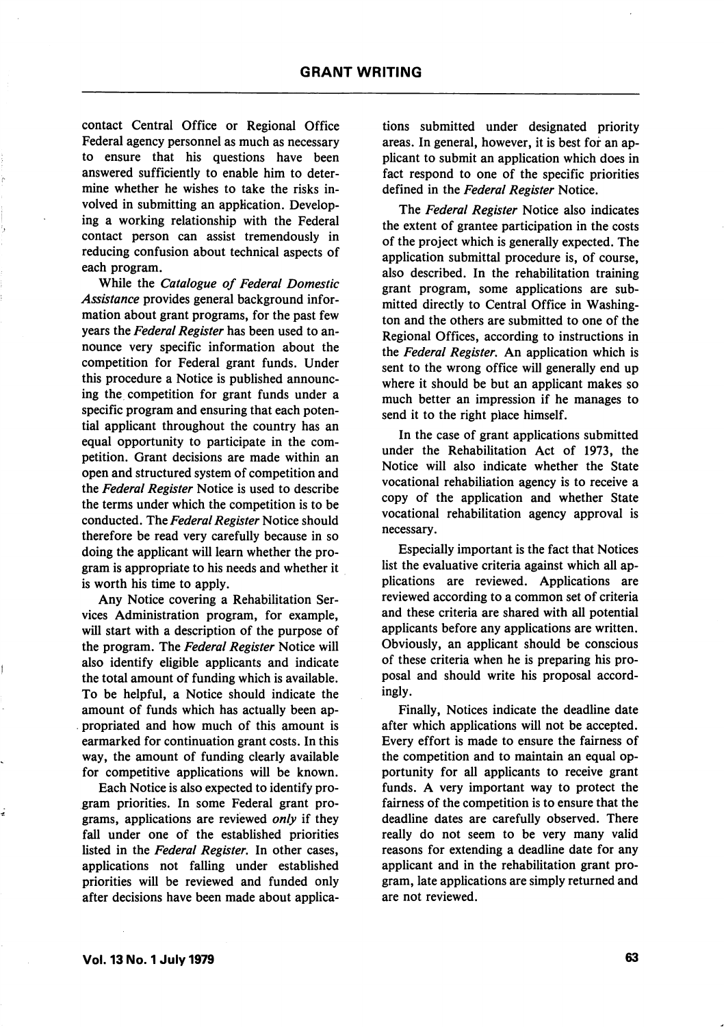contact Central Office or Regional Office Federal agency personnel as much as necessary to ensure that his questions have been answered sufficiently to enable him to determine whether he wishes to take the risks involved in submitting an application. Developing a working relationship with the Federal contact person can assist tremendously in reducing confusion about technical aspects of each program.

While the *Catalogue of Federal Domestic Assistance* provides general background information about grant programs, for the past few years the *Federal Register* has been used to announce very specific information about the competition for Federal grant funds. Under this procedure a Notice is published announcing the competition for grant funds under a specific program and ensuring that each potential applicant throughout the country has an equal opportunity to participate in the competition. Grant decisions are made within an open and structured system of competition and the *Federal Register* Notice is used to describe the terms under which the competition is to be conducted. The *Federal Register* Notice should therefore be read very carefully because in so doing the applicant will learn whether the program is appropriate to his needs and whether it is worth his time to apply.

Any Notice covering a Rehabilitation Services Administration program, for example, will start with a description of the purpose of the program. The *Federal Register* Notice will also identify eligible applicants and indicate the total amount of funding which is available. To be helpful, a Notice should indicate the amount of funds which has actually been appropriated and how much of this amount is earmarked for continuation grant costs. In this way, the amount of funding clearly available for competitive applications will be known.

Each Notice is also expected to identify program priorities. In some Federal grant programs, applications are reviewed *only* if they fall under one of the established priorities listed in the *Federal Register*. In other cases, applications not falling under established priorities will be reviewed and funded only after decisions have been made about applications submitted under designated priority areas. In general, however, it is best for an applicant to submit an application which does in fact respond to one of the specific priorities defined in the *Federal Register* Notice.

The *Federal Register* Notice also indicates the extent of grantee participation in the costs of the project which is generally expected. The application submittal procedure is, of course, also described. In the rehabilitation training grant program, some applications are submitted directly to Central Office in Washington and the others are submitted to one of the Regional Offices, according to instructions in the *Federal Register*. An application which is sent to the wrong office will generally end up where it should be but an applicant makes so much better an impression if he manages to send it to the right place himself.

In the case of grant applications submitted under the Rehabilitation Act of 1973, the Notice will also indicate whether the State vocational rehabiliation agency is to receive a copy of the application and whether State vocational rehabilitation agency approval is necessary.

Especially important is the fact that Notices list the evaluative criteria against which all applications are reviewed. Applications are reviewed according to a common set of criteria and these criteria are shared with all potential applicants before any applications are written. Obviously, an applicant should be conscious of these criteria when he is preparing his proposal and should write his proposal accordingly.

Finally, Notices indicate the deadline date after which applications will not be accepted. Every effort is made to ensure the fairness of the competition and to maintain an equal opportunity for all applicants to receive grant funds. A very important way to protect the fairness of the competition is to ensure that the deadline dates are carefully observed. There really do not seem to be very many valid reasons for extending a deadline date for any applicant and in the rehabilitation grant program, late applications are simply returned and are not reviewed.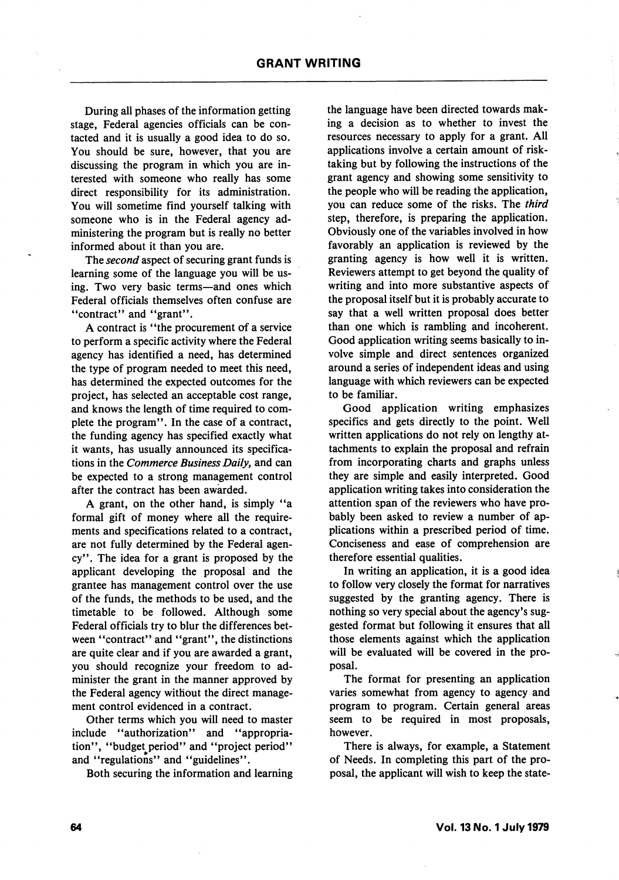During all phases of the information getting stage, Federal agencies officials can be contacted and it is usually a good idea to do so. You should be sure, however, that you are discussing the program in which you are interested with someone who really has some direct responsibility for its administration. You will sometime find yourself talking with someone who is in the Federal agency administering the program but is really no better informed about it than you are.

The *second* aspect of securing grant funds is learning some of the language you will be using. Two very basic terms—and ones which Federal officials themselves often confuse are "contract" and "grant".

A contract is "the procurement of a service to perform a specific activity where the Federal agency has identified a need, has determined the type of program needed to meet this need, has determined the expected outcomes for the project, has selected an acceptable cost range, and knows the length of time required to complete the program". In the case of a contract, the funding agency has specified exactly what it wants, has usually announced its specifications in the *Commerce Business Daily,* and can be expected to a strong management control after the contract has been awarded.

A grant, on the other hand, is simply "a formal gift of money where all the requirements and specifications related to a contract, are not fully determined by the Federal agency". The idea for a grant is proposed by the applicant developing the proposal and the grantee has management control over the use of the funds, the methods to be used, and the timetable to be followed. Although some Federal officials try to blur the differences between "contract" and "grant", the distinctions are quite clear and if you are awarded a grant, you should recognize your freedom to administer the grant in the manner approved by the Federal agency without the direct management control evidenced in a contract.

Other terms which you will need to master include "authorization" and "appropriation", "budget period" and "project period" and "regulations" and "guidelines".

Both securing the information and learning the language have been directed towards making a decision as to whether to invest the resources necessary to apply for a grant. All applications involve a certain amount of risk-taking but by following the instructions of the grant agency and showing some sensitivity to the people who will be reading the application, you can reduce some of the risks. The *third* step, therefore, is preparing the application. Obviously one of the variables involved in how favorably an application is reviewed by the granting agency is how well it is written. Reviewers attempt to get beyond the quality of writing and into more substantive aspects of the proposal itself but it is probably accurate to say that a well written proposal does better than one which is rambling and incoherent. Good application writing seems basically to involve simple and direct sentences organized around a series of independent ideas and using language with which reviewers can be expected to be familiar.

Good application writing emphasizes specifics and gets directly to the point. Well written applications do not rely on lengthy attachments to explain the proposal and refrain from incorporating charts and graphs unless they are simple and easily interpreted. Good application writing takes into consideration the attention span of the reviewers who have probably been asked to review a number of applications within a prescribed period of time. Conciseness and ease of comprehension are therefore essential qualities.

In writing an application, it is a good idea to follow very closely the format for narratives suggested by the granting agency. There is nothing so very special about the agency's suggested format but following it ensures that all those elements against which the application will be evaluated will be covered in the proposal.

The format for presenting an application varies somewhat from agency to agency and program to program. Certain general areas seem to be required in most proposals, however.

There is always, for example, a Statement of Needs. In completing this part of the proposal, the applicant will wish to keep the state-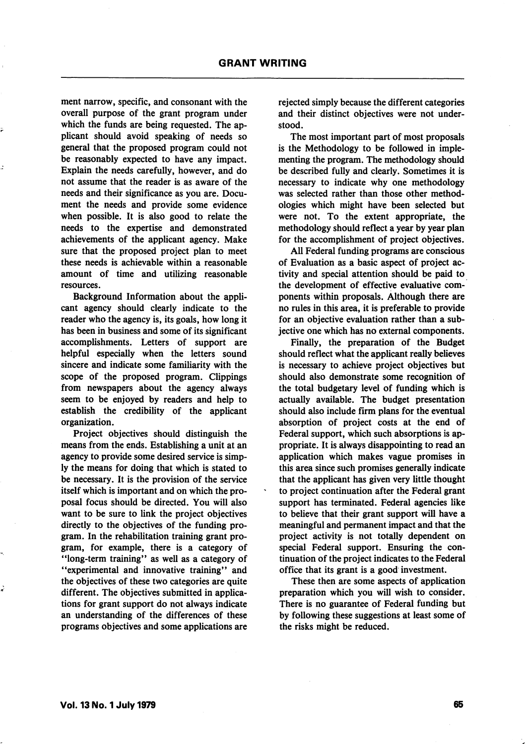ment narrow, specific, and consonant with the overall purpose of the grant program under which the funds are being requested. The applicant should avoid speaking of needs so general that the proposed program could not be reasonably expected to have any impact. Explain the needs carefully, however, and do not assume that the reader is as aware of the needs and their significance as you are. Document the needs and provide some evidence when possible. It is also good to relate the needs to the expertise and demonstrated achievements of the applicant agency. Make sure that the proposed project plan to meet these needs is achievable within a reasonable amount of time and utilizing reasonable resources.

Background Information about the applicant agency should clearly indicate to the reader who the agency is, its goals, how long it has been in business and some of its significant accomplishments. Letters of support are helpful especially when the letters sound sincere and indicate some familiarity with the scope of the proposed program. Clippings from newspapers about the agency always seem to be enjoyed by readers and help to establish the credibility of the applicant organization.

Project objectives should distinguish the means from the ends. Establishing a unit at an agency to provide some desired service is simply the means for doing that which is stated to be necessary. It is the provision of the service itself which is important and on which the proposal focus should be directed. You will also want to be sure to link the project objectives directly to the objectives of the funding program. In the rehabilitation training grant program, for example, there is a category of "long-term training" as well as a category of "experimental and innovative training" and the objectives of these two categories are quite different. The objectives submitted in applications for grant support do not always indicate an understanding of the differences of these programs objectives and some applications are rejected simply because the different categories and their distinct objectives were not understood.

The most important part of most proposals is the Methodology to be followed in implementing the program. The methodology should be described fully and clearly. Sometimes it is necessary to indicate why one methodology was selected rather than those other methodologies which might have been selected but were not. To the extent appropriate, the methodology should reflect a year by year plan for the accomplishment of project objectives.

All Federal funding programs are conscious of Evaluation as a basic aspect of project activity and special attention should be paid to the development of effective evaluative components within proposals. Although there are no rules in this area, it is preferable to provide for an objective evaluation rather than a subjective one which has no external components.

Finally, the preparation of the Budget should reflect what the applicant really believes is necessary to achieve project objectives but should also demonstrate some recognition of the total budgetary level of funding which is actually available. The budget presentation should also include firm plans for the eventual absorption of project costs at the end of Federal support, which such absorptions is appropriate. It is always disappointing to read an application which makes vague promises in this area since such promises generally indicate that the applicant has given very little thought to project continuation after the Federal grant support has terminated. Federal agencies like to believe that their grant support will have a meaningful and permanent impact and that the project activity is not totally dependent on special Federal support. Ensuring the continuation of the project indicates to the Federal office that its grant is a good investment.

These then are some aspects of application preparation which you will wish to consider. There is no guarantee of Federal funding but by following these suggestions at least some of the risks might be reduced.